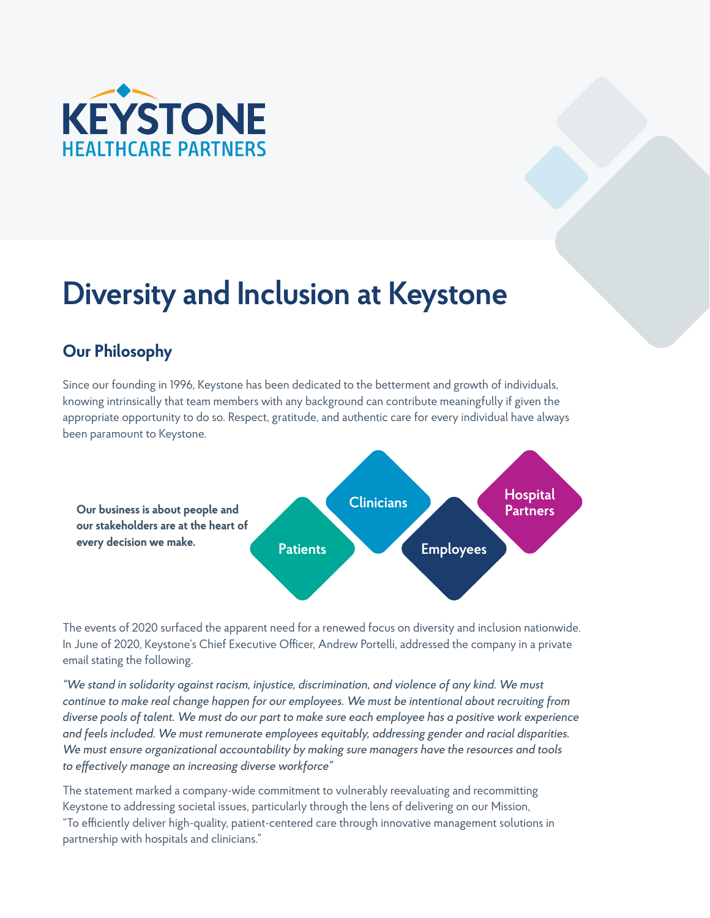KEYSTONE
HEALTHCARE PARTNERS

# Diversity and Inclusion at Keystone

## Our Philosophy

Since our founding in 1996, Keystone has been dedicated to the betterment and growth of individuals, knowing intrinsically that team members with any background can contribute meaningfully if given the appropriate opportunity to do so. Respect, gratitude, and authentic care for every individual have always been paramount to Keystone.

**Our business is about people and our stakeholders are at the heart of every decision we make.**

Patients
Clinicians
Employees
Hospital Partners

The events of 2020 surfaced the apparent need for a renewed focus on diversity and inclusion nationwide. In June of 2020, Keystone's Chief Executive Officer, Andrew Portelli, addressed the company in a private email stating the following.

*"We stand in solidarity against racism, injustice, discrimination, and violence of any kind. We must continue to make real change happen for our employees. We must be intentional about recruiting from diverse pools of talent. We must do our part to make sure each employee has a positive work experience and feels included. We must remunerate employees equitably, addressing gender and racial disparities. We must ensure organizational accountability by making sure managers have the resources and tools to effectively manage an increasing diverse workforce"*

The statement marked a company-wide commitment to vulnerably reevaluating and recommitting Keystone to addressing societal issues, particularly through the lens of delivering on our Mission, "To efficiently deliver high-quality, patient-centered care through innovative management solutions in partnership with hospitals and clinicians."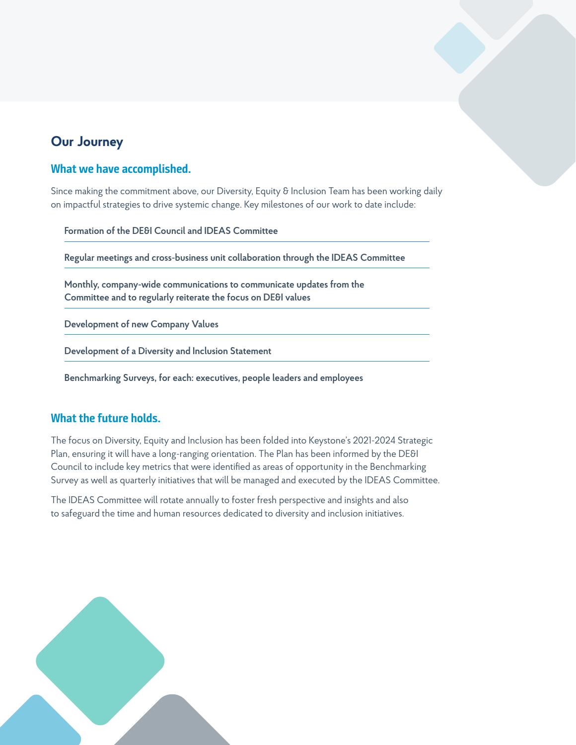## Our Journey

### What we have accomplished.

Since making the commitment above, our Diversity, Equity & Inclusion Team has been working daily on impactful strategies to drive systemic change. Key milestones of our work to date include:

- **Formation of the DE&I Council and IDEAS Committee**
- **Regular meetings and cross-business unit collaboration through the IDEAS Committee**
- **Monthly, company-wide communications to communicate updates from the Committee and to regularly reiterate the focus on DE&I values**
- **Development of new Company Values**
- **Development of a Diversity and Inclusion Statement**
- **Benchmarking Surveys, for each: executives, people leaders and employees**

### What the future holds.

The focus on Diversity, Equity and Inclusion has been folded into Keystone's 2021-2024 Strategic Plan, ensuring it will have a long-ranging orientation. The Plan has been informed by the DE&I Council to include key metrics that were identified as areas of opportunity in the Benchmarking Survey as well as quarterly initiatives that will be managed and executed by the IDEAS Committee.

The IDEAS Committee will rotate annually to foster fresh perspective and insights and also to safeguard the time and human resources dedicated to diversity and inclusion initiatives.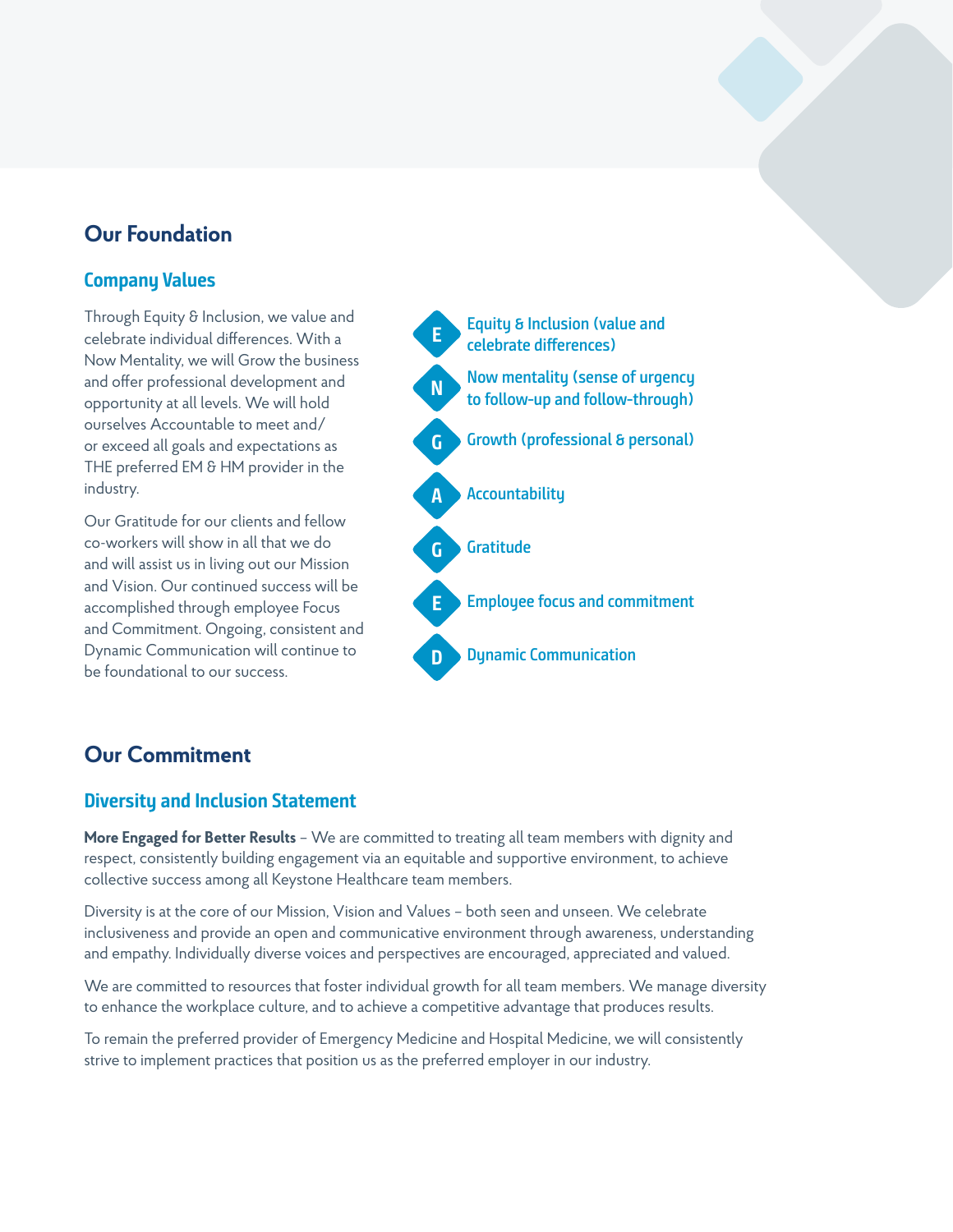## Our Foundation

### Company Values

Through Equity & Inclusion, we value and celebrate individual differences. With a Now Mentality, we will Grow the business and offer professional development and opportunity at all levels. We will hold ourselves Accountable to meet and/or exceed all goals and expectations as THE preferred EM & HM provider in the industry.

Our Gratitude for our clients and fellow co-workers will show in all that we do and will assist us in living out our Mission and Vision. Our continued success will be accomplished through employee Focus and Commitment. Ongoing, consistent and Dynamic Communication will continue to be foundational to our success.

- **E** Equity & Inclusion (value and celebrate differences)
- **N** Now mentality (sense of urgency to follow-up and follow-through)
- **G** Growth (professional & personal)
- **A** Accountability
- **G** Gratitude
- **E** Employee focus and commitment
- **D** Dynamic Communication

## Our Commitment

### Diversity and Inclusion Statement

**More Engaged for Better Results** – We are committed to treating all team members with dignity and respect, consistently building engagement via an equitable and supportive environment, to achieve collective success among all Keystone Healthcare team members.

Diversity is at the core of our Mission, Vision and Values – both seen and unseen. We celebrate inclusiveness and provide an open and communicative environment through awareness, understanding and empathy. Individually diverse voices and perspectives are encouraged, appreciated and valued.

We are committed to resources that foster individual growth for all team members. We manage diversity to enhance the workplace culture, and to achieve a competitive advantage that produces results.

To remain the preferred provider of Emergency Medicine and Hospital Medicine, we will consistently strive to implement practices that position us as the preferred employer in our industry.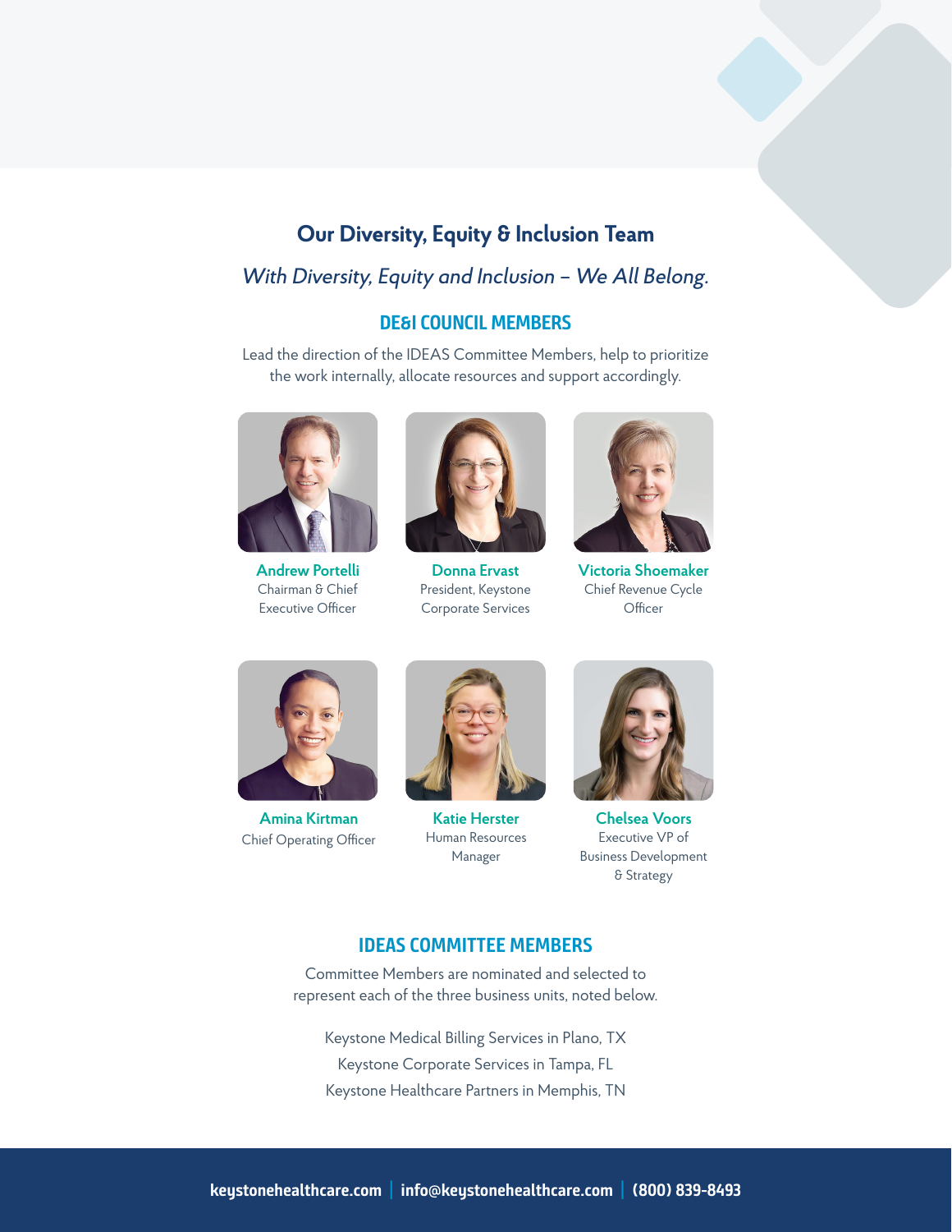## Our Diversity, Equity & Inclusion Team

*With Diversity, Equity and Inclusion – We All Belong.*

### DE&I COUNCIL MEMBERS

Lead the direction of the IDEAS Committee Members, help to prioritize the work internally, allocate resources and support accordingly.

**Andrew Portelli**
Chairman & Chief Executive Officer

**Donna Ervast**
President, Keystone Corporate Services

**Victoria Shoemaker**
Chief Revenue Cycle Officer

**Amina Kirtman**
Chief Operating Officer

**Katie Herster**
Human Resources Manager

**Chelsea Voors**
Executive VP of Business Development & Strategy

### IDEAS COMMITTEE MEMBERS

Committee Members are nominated and selected to represent each of the three business units, noted below.

Keystone Medical Billing Services in Plano, TX
Keystone Corporate Services in Tampa, FL
Keystone Healthcare Partners in Memphis, TN

keystonehealthcare.com | info@keystonehealthcare.com | (800) 839-8493